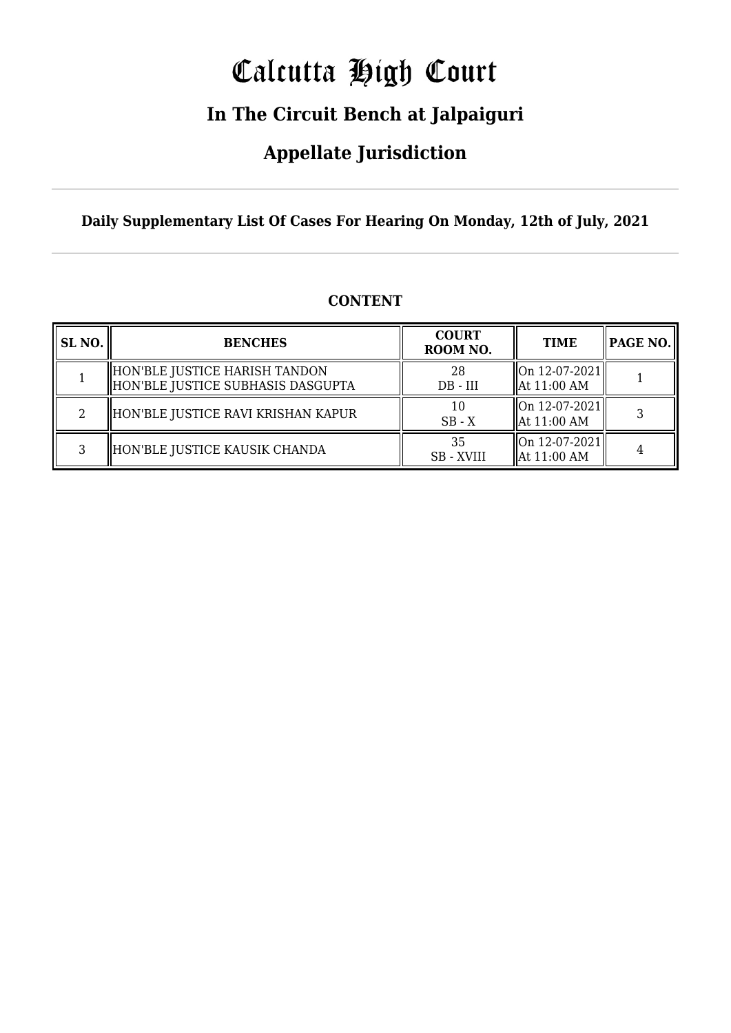# Calcutta High Court

## In The Circuit Bench at Jalpaiguri

## Appellate Jurisdiction

**Daily Supplementary List Of Cases For Hearing On Monday, 12th of July, 2021**

**CONTENT**

| SL NO. | BENCHES | COURT ROOM NO. | TIME | PAGE NO. |
|---|---|---|---|---|
| 1 | HON'BLE JUSTICE HARISH TANDON<br>HON'BLE JUSTICE SUBHASIS DASGUPTA | 28<br>DB - III | On 12-07-2021<br>At 11:00 AM | 1 |
| 2 | HON'BLE JUSTICE RAVI KRISHAN KAPUR | 10<br>SB - X | On 12-07-2021<br>At 11:00 AM | 3 |
| 3 | HON'BLE JUSTICE KAUSIK CHANDA | 35<br>SB - XVIII | On 12-07-2021<br>At 11:00 AM | 4 |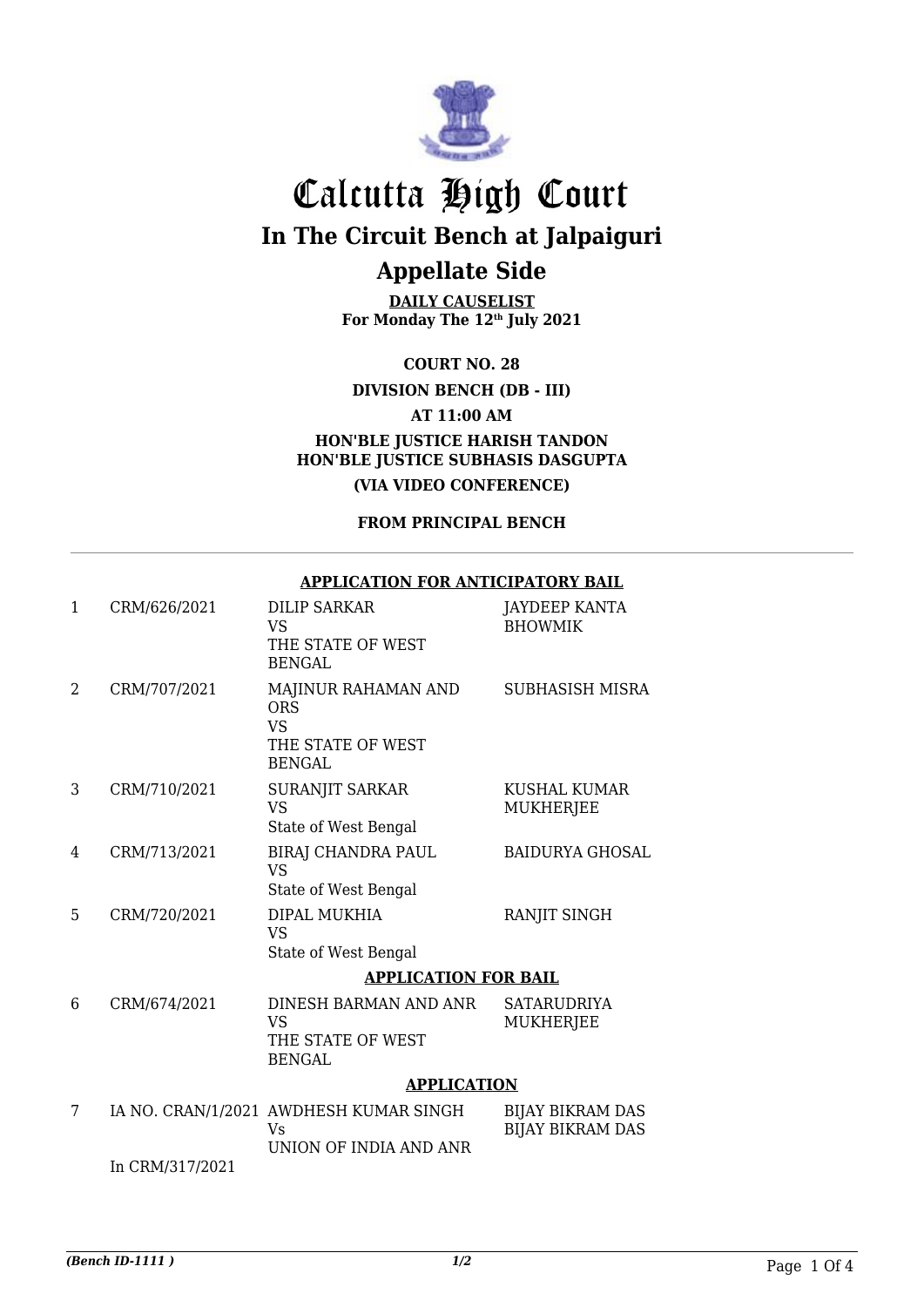# Calcutta High Court

## In The Circuit Bench at Jalpaiguri

## Appellate Side

**DAILY CAUSELIST**
**For Monday The 12th July 2021**

**COURT NO. 28**

**DIVISION BENCH (DB - III)**

**AT 11:00 AM**

**HON'BLE JUSTICE HARISH TANDON**
**HON'BLE JUSTICE SUBHASIS DASGUPTA**

**(VIA VIDEO CONFERENCE)**

**FROM PRINCIPAL BENCH**

---

**APPLICATION FOR ANTICIPATORY BAIL**

| | | | |
|---|---|---|---|
| 1 | CRM/626/2021 | DILIP SARKAR<br>VS<br>THE STATE OF WEST BENGAL | JAYDEEP KANTA BHOWMIK |
| 2 | CRM/707/2021 | MAJINUR RAHAMAN AND ORS<br>VS<br>THE STATE OF WEST BENGAL | SUBHASISH MISRA |
| 3 | CRM/710/2021 | SURANJIT SARKAR<br>VS<br>State of West Bengal | KUSHAL KUMAR MUKHERJEE |
| 4 | CRM/713/2021 | BIRAJ CHANDRA PAUL<br>VS<br>State of West Bengal | BAIDURYA GHOSAL |
| 5 | CRM/720/2021 | DIPAL MUKHIA<br>VS<br>State of West Bengal | RANJIT SINGH |

**APPLICATION FOR BAIL**

| | | | |
|---|---|---|---|
| 6 | CRM/674/2021 | DINESH BARMAN AND ANR<br>VS<br>THE STATE OF WEST BENGAL | SATARUDRIYA MUKHERJEE |

**APPLICATION**

| | | | |
|---|---|---|---|
| 7 | IA NO. CRAN/1/2021<br>In CRM/317/2021 | AWDHESH KUMAR SINGH<br>Vs<br>UNION OF INDIA AND ANR | BIJAY BIKRAM DAS<br>BIJAY BIKRAM DAS |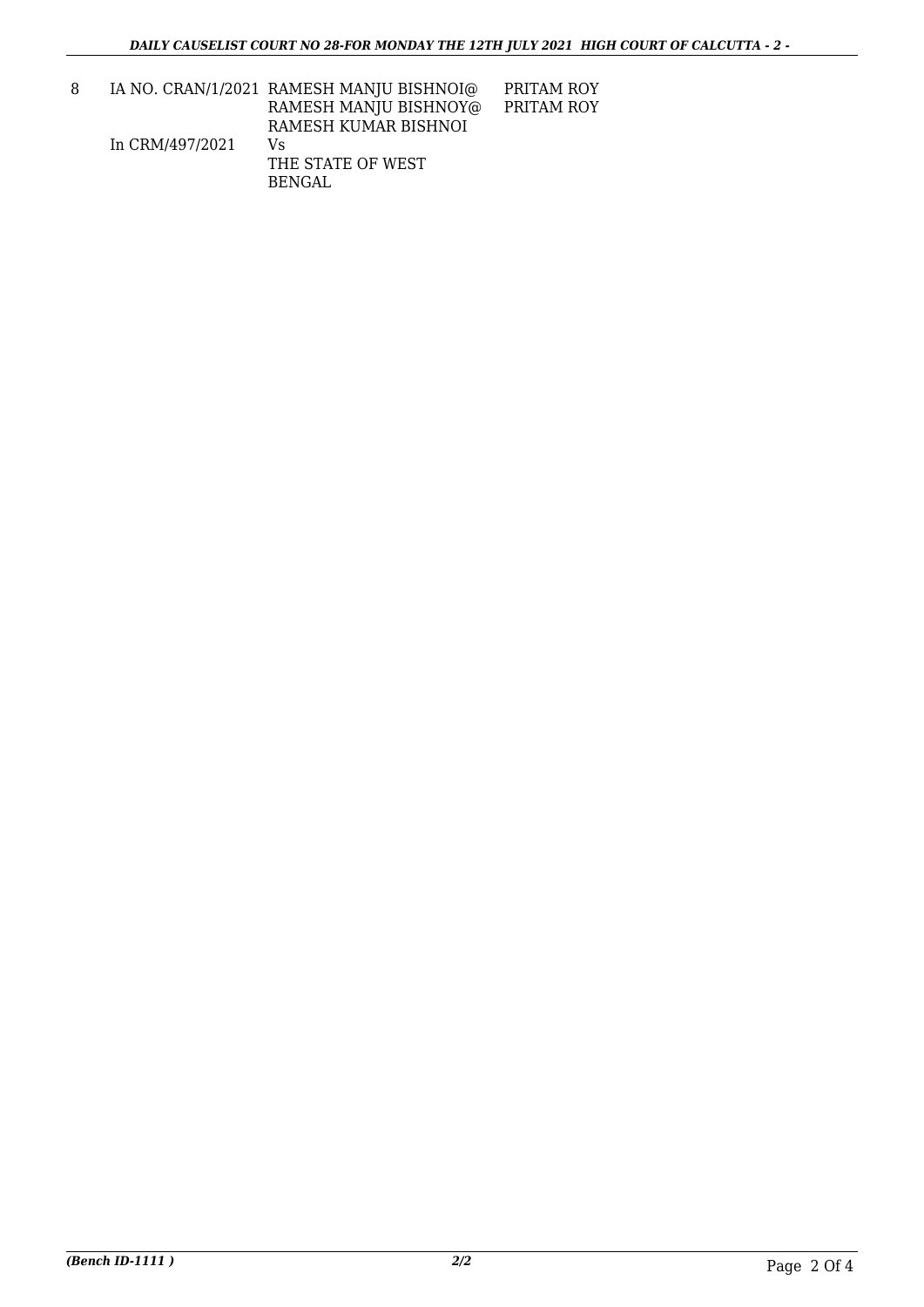| | | | |
|---|---|---|---|
| 8 | IA NO. CRAN/1/2021 | RAMESH MANJU BISHNOI@ RAMESH MANJU BISHNOY@ RAMESH KUMAR BISHNOI | PRITAM ROY PRITAM ROY |
| | In CRM/497/2021 | Vs THE STATE OF WEST BENGAL | |

*(Bench ID-1111 )* *2/2*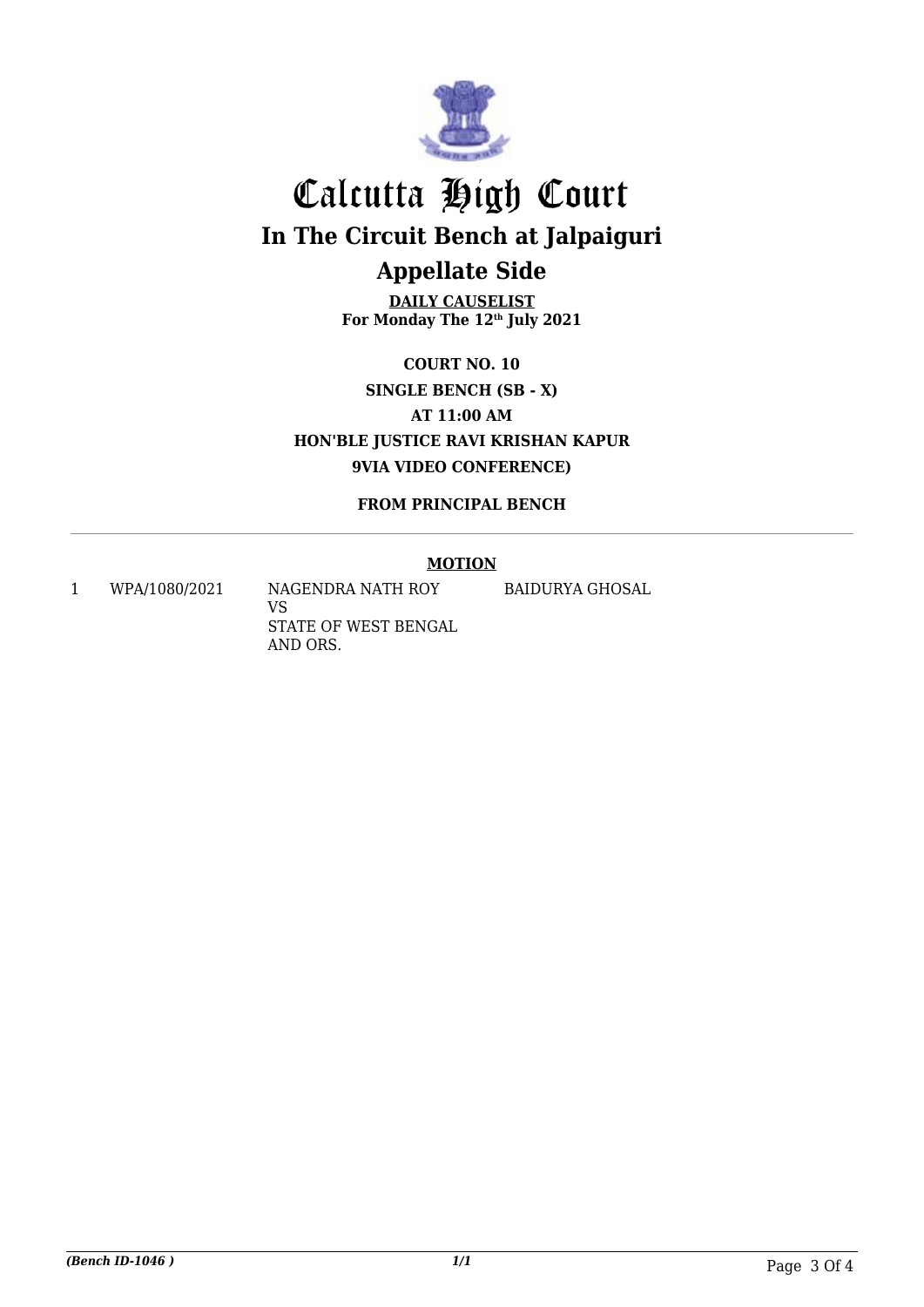# Calcutta High Court

## In The Circuit Bench at Jalpaiguri

## Appellate Side

**DAILY CAUSELIST**
**For Monday The 12th July 2021**

**COURT NO. 10**
**SINGLE BENCH (SB - X)**
**AT 11:00 AM**
**HON'BLE JUSTICE RAVI KRISHAN KAPUR**
**9VIA VIDEO CONFERENCE)**

**FROM PRINCIPAL BENCH**

---

**MOTION**

| | | | |
|---|---|---|---|
| 1 | WPA/1080/2021 | NAGENDRA NATH ROY<br>VS<br>STATE OF WEST BENGAL AND ORS. | BAIDURYA GHOSAL |

*(Bench ID-1046 )*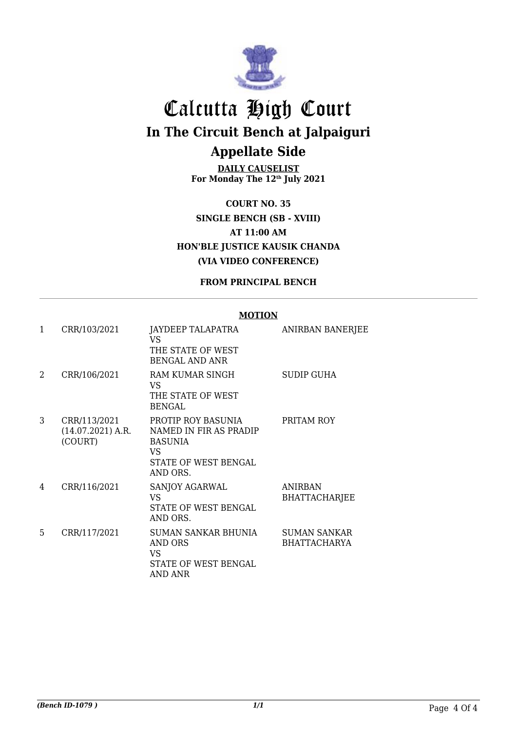# Calcutta High Court

## In The Circuit Bench at Jalpaiguri

## Appellate Side

**DAILY CAUSELIST**
**For Monday The 12th July 2021**

**COURT NO. 35**
**SINGLE BENCH (SB - XVIII)**
**AT 11:00 AM**
**HON'BLE JUSTICE KAUSIK CHANDA**
**(VIA VIDEO CONFERENCE)**

**FROM PRINCIPAL BENCH**

**MOTION**

| | | | |
|---|---|---|---|
| 1 | CRR/103/2021 | JAYDEEP TALAPATRA VS THE STATE OF WEST BENGAL AND ANR | ANIRBAN BANERJEE |
| 2 | CRR/106/2021 | RAM KUMAR SINGH VS THE STATE OF WEST BENGAL | SUDIP GUHA |
| 3 | CRR/113/2021 (14.07.2021) A.R. (COURT) | PROTIP ROY BASUNIA NAMED IN FIR AS PRADIP BASUNIA VS STATE OF WEST BENGAL AND ORS. | PRITAM ROY |
| 4 | CRR/116/2021 | SANJOY AGARWAL VS STATE OF WEST BENGAL AND ORS. | ANIRBAN BHATTACHARJEE |
| 5 | CRR/117/2021 | SUMAN SANKAR BHUNIA AND ORS VS STATE OF WEST BENGAL AND ANR | SUMAN SANKAR BHATTACHARYA |

*(Bench ID-1079 )* 1/1